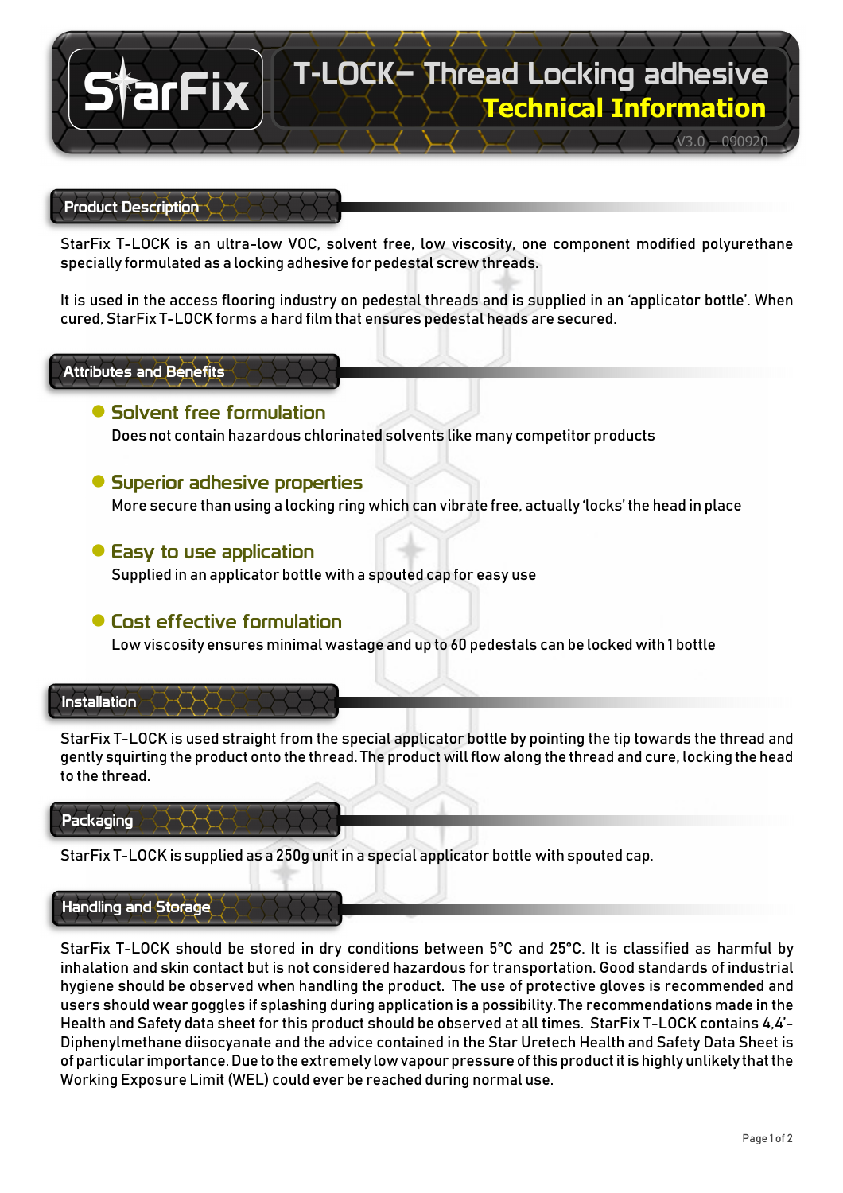# T-LOCK– Thread Locking adhesive

## Technical Information

V3.0 – 090920

## Product Description

StarFix T-LOCK is an ultra-low VOC, solvent free, low viscosity, one component modified polyurethane specially formulated as a locking adhesive for pedestal screw threads.

It is used in the access flooring industry on pedestal threads and is supplied in an 'applicator bottle'. When cured, StarFix T-LOCK forms a hard film that ensures pedestal heads are secured.

## Attributes and Benefits

- **Solvent free formulation**
  Does not contain hazardous chlorinated solvents like many competitor products

- **Superior adhesive properties**
  More secure than using a locking ring which can vibrate free, actually 'locks' the head in place

- **Easy to use application**
  Supplied in an applicator bottle with a spouted cap for easy use

- **Cost effective formulation**
  Low viscosity ensures minimal wastage and up to 60 pedestals can be locked with 1 bottle

## Installation

StarFix T-LOCK is used straight from the special applicator bottle by pointing the tip towards the thread and gently squirting the product onto the thread. The product will flow along the thread and cure, locking the head to the thread.

## Packaging

StarFix T-LOCK is supplied as a 250g unit in a special applicator bottle with spouted cap.

## Handling and Storage

StarFix T-LOCK should be stored in dry conditions between 5°C and 25°C. It is classified as harmful by inhalation and skin contact but is not considered hazardous for transportation. Good standards of industrial hygiene should be observed when handling the product. The use of protective gloves is recommended and users should wear goggles if splashing during application is a possibility. The recommendations made in the Health and Safety data sheet for this product should be observed at all times. StarFix T-LOCK contains 4,4'-Diphenylmethane diisocyanate and the advice contained in the Star Uretech Health and Safety Data Sheet is of particular importance. Due to the extremely low vapour pressure of this product it is highly unlikely that the Working Exposure Limit (WEL) could ever be reached during normal use.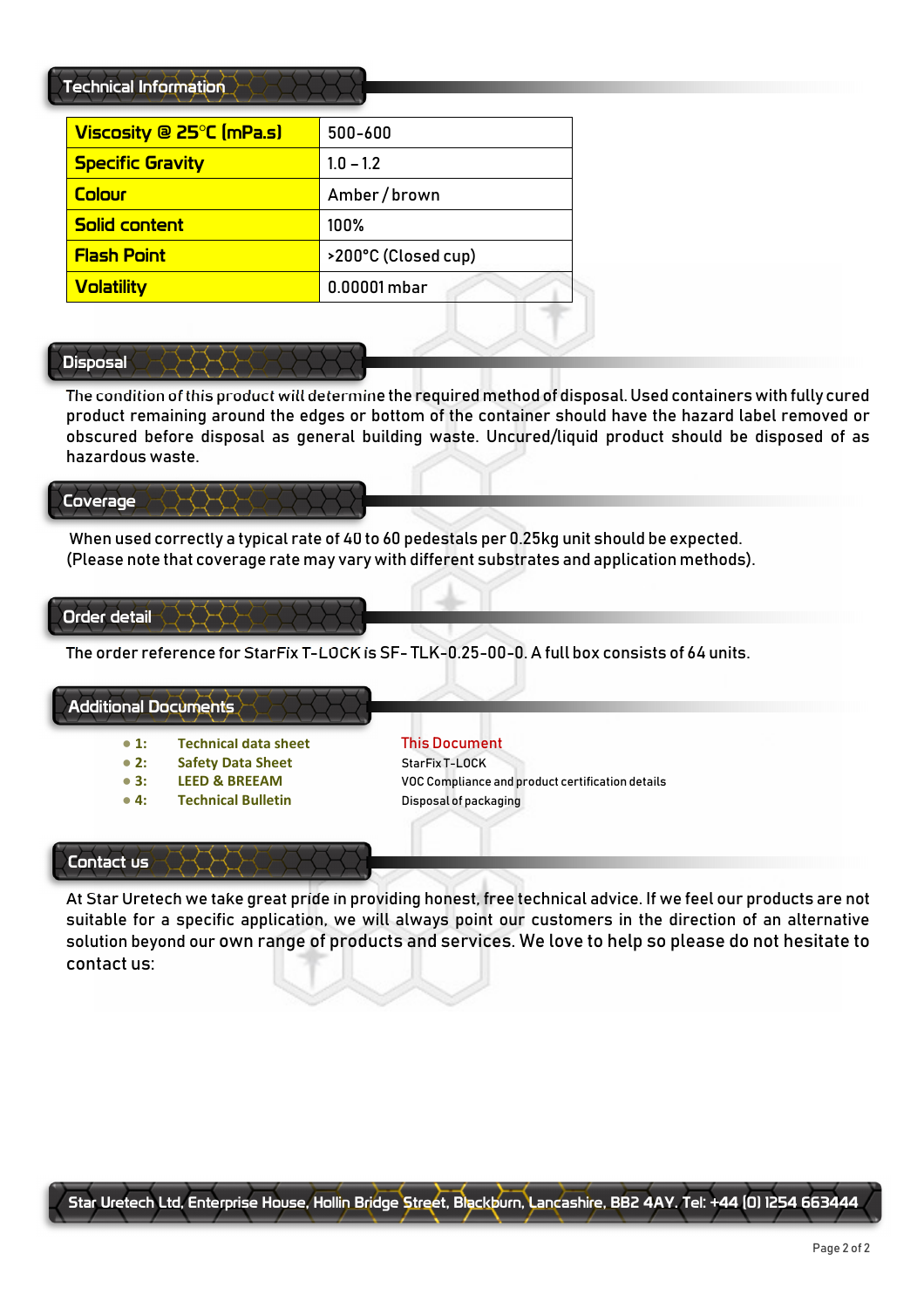## Technical Information

| | |
|---|---|
| **Viscosity @ 25°C (mPa.s)** | 500-600 |
| **Specific Gravity** | 1.0 – 1.2 |
| **Colour** | Amber / brown |
| **Solid content** | 100% |
| **Flash Point** | >200°C (Closed cup) |
| **Volatility** | 0.00001 mbar |

## Disposal

The condition of this product will determine the required method of disposal. Used containers with fully cured product remaining around the edges or bottom of the container should have the hazard label removed or obscured before disposal as general building waste. Uncured/liquid product should be disposed of as hazardous waste.

## Coverage

When used correctly a typical rate of 40 to 60 pedestals per 0.25kg unit should be expected.
(Please note that coverage rate may vary with different substrates and application methods).

## Order detail

The order reference for StarFix T-LOCK is SF- TLK-0.25-00-0. A full box consists of 64 units.

## Additional Documents

- **1: Technical data sheet** — This Document
- **2: Safety Data Sheet** — StarFix T-LOCK
- **3: LEED & BREEAM** — VOC Compliance and product certification details
- **4: Technical Bulletin** — Disposal of packaging

## Contact us

At Star Uretech we take great pride in providing honest, free technical advice. If we feel our products are not suitable for a specific application, we will always point our customers in the direction of an alternative solution beyond our own range of products and services. We love to help so please do not hesitate to contact us:

Star Uretech Ltd, Enterprise House, Hollin Bridge Street, Blackburn, Lancashire, BB2 4AY. Tel: +44 (0) 1254 663444